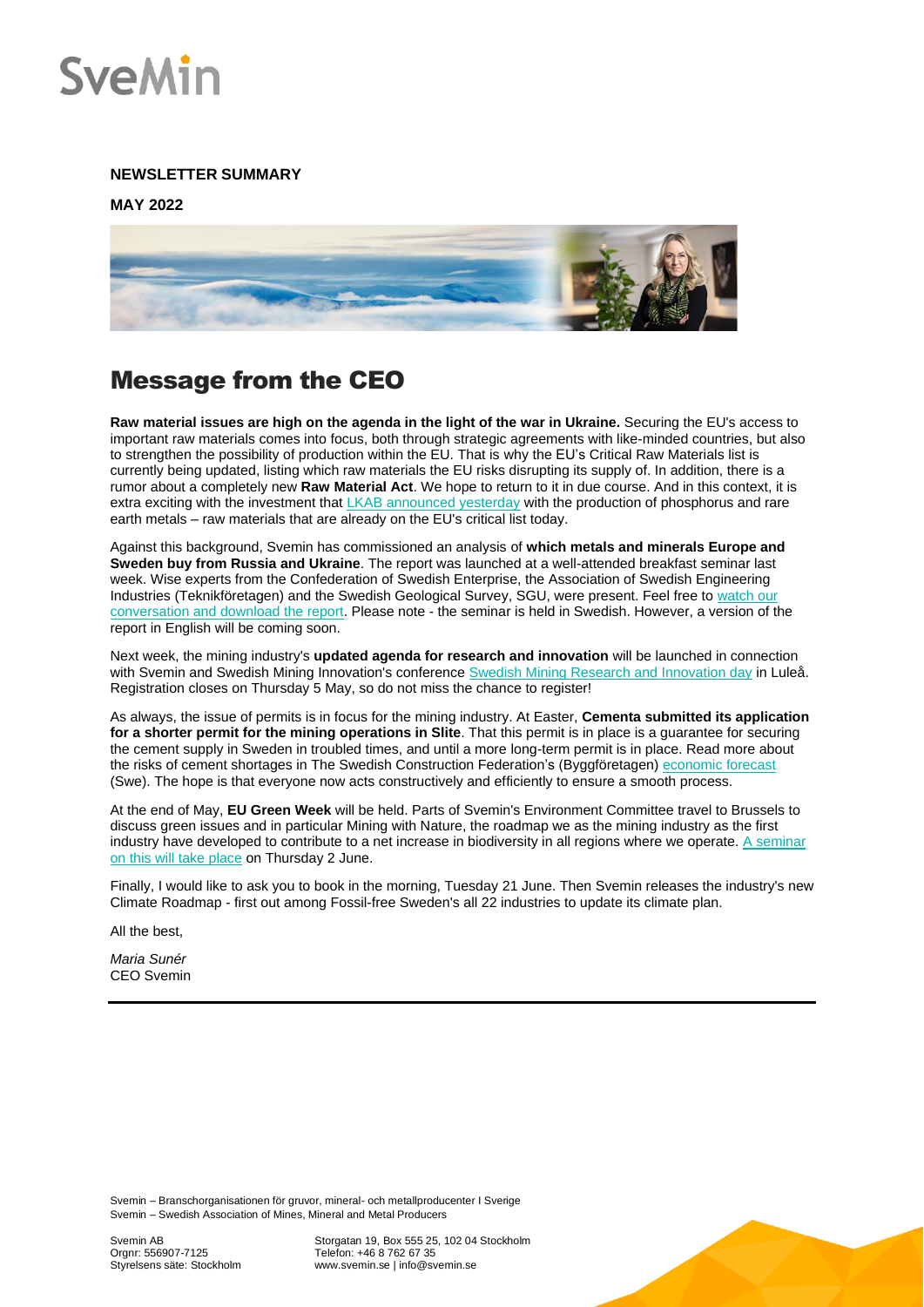**NEWSLETTER SUMMARY**

**MAY 2022**

# Message from the CEO

**Raw material issues are high on the agenda in the light of the war in Ukraine.** Securing the EU's access to important raw materials comes into focus, both through strategic agreements with like-minded countries, but also to strengthen the possibility of production within the EU. That is why the EU's Critical Raw Materials list is currently being updated, listing which raw materials the EU risks disrupting its supply of. In addition, there is a rumor about a completely new **Raw Material Act**. We hope to return to it in due course. And in this context, it is extra exciting with the investment that LKAB announced yesterday with the production of phosphorus and rare earth metals – raw materials that are already on the EU's critical list today.

Against this background, Svemin has commissioned an analysis of **which metals and minerals Europe and Sweden buy from Russia and Ukraine**. The report was launched at a well-attended breakfast seminar last week. Wise experts from the Confederation of Swedish Enterprise, the Association of Swedish Engineering Industries (Teknikföretagen) and the Swedish Geological Survey, SGU, were present. Feel free to watch our conversation and download the report. Please note - the seminar is held in Swedish. However, a version of the report in English will be coming soon.

Next week, the mining industry's **updated agenda for research and innovation** will be launched in connection with Svemin and Swedish Mining Innovation's conference Swedish Mining Research and Innovation day in Luleå. Registration closes on Thursday 5 May, so do not miss the chance to register!

As always, the issue of permits is in focus for the mining industry. At Easter, **Cementa submitted its application for a shorter permit for the mining operations in Slite**. That this permit is in place is a guarantee for securing the cement supply in Sweden in troubled times, and until a more long-term permit is in place. Read more about the risks of cement shortages in The Swedish Construction Federation's (Byggföretagen) economic forecast (Swe). The hope is that everyone now acts constructively and efficiently to ensure a smooth process.

At the end of May, **EU Green Week** will be held. Parts of Svemin's Environment Committee travel to Brussels to discuss green issues and in particular Mining with Nature, the roadmap we as the mining industry as the first industry have developed to contribute to a net increase in biodiversity in all regions where we operate. A seminar on this will take place on Thursday 2 June.

Finally, I would like to ask you to book in the morning, Tuesday 21 June. Then Svemin releases the industry's new Climate Roadmap - first out among Fossil-free Sweden's all 22 industries to update its climate plan.

All the best,

*Maria Sunér*
CEO Svemin

Svemin – Branschorganisationen för gruvor, mineral- och metallproducenter I Sverige
Svemin – Swedish Association of Mines, Mineral and Metal Producers

Svemin AB
Orgnr: 556907-7125
Styrelsens säte: Stockholm

Storgatan 19, Box 555 25, 102 04 Stockholm
Telefon: +46 8 762 67 35
www.svemin.se | info@svemin.se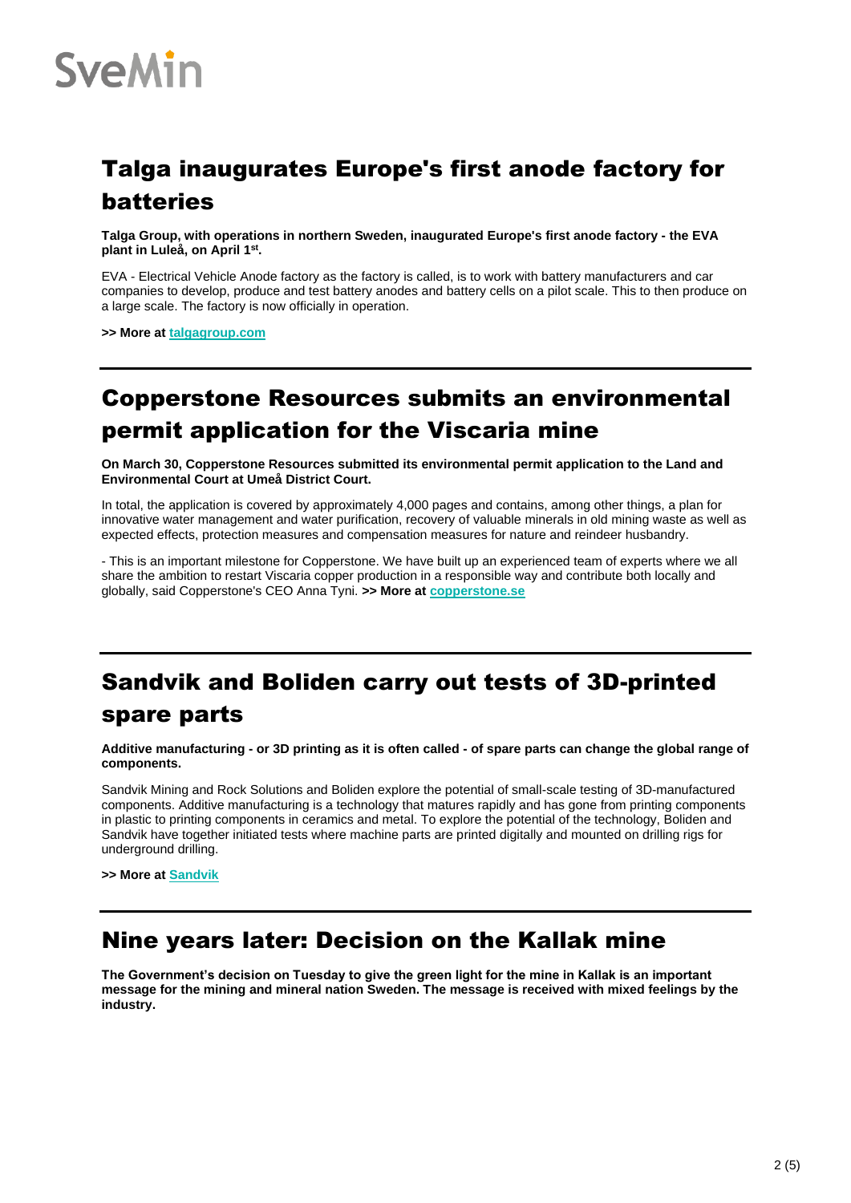# Talga inaugurates Europe's first anode factory for batteries

**Talga Group, with operations in northern Sweden, inaugurated Europe's first anode factory - the EVA plant in Luleå, on April 1st.**

EVA - Electrical Vehicle Anode factory as the factory is called, is to work with battery manufacturers and car companies to develop, produce and test battery anodes and battery cells on a pilot scale. This to then produce on a large scale. The factory is now officially in operation.

**>> More at [talgagroup.com](talgagroup.com)**

---

# Copperstone Resources submits an environmental permit application for the Viscaria mine

**On March 30, Copperstone Resources submitted its environmental permit application to the Land and Environmental Court at Umeå District Court.**

In total, the application is covered by approximately 4,000 pages and contains, among other things, a plan for innovative water management and water purification, recovery of valuable minerals in old mining waste as well as expected effects, protection measures and compensation measures for nature and reindeer husbandry.

- This is an important milestone for Copperstone. We have built up an experienced team of experts where we all share the ambition to restart Viscaria copper production in a responsible way and contribute both locally and globally, said Copperstone's CEO Anna Tyni. **>> More at [copperstone.se](copperstone.se)**

---

# Sandvik and Boliden carry out tests of 3D-printed spare parts

**Additive manufacturing - or 3D printing as it is often called - of spare parts can change the global range of components.**

Sandvik Mining and Rock Solutions and Boliden explore the potential of small-scale testing of 3D-manufactured components. Additive manufacturing is a technology that matures rapidly and has gone from printing components in plastic to printing components in ceramics and metal. To explore the potential of the technology, Boliden and Sandvik have together initiated tests where machine parts are printed digitally and mounted on drilling rigs for underground drilling.

**>> More at Sandvik**

---

# Nine years later: Decision on the Kallak mine

**The Government's decision on Tuesday to give the green light for the mine in Kallak is an important message for the mining and mineral nation Sweden. The message is received with mixed feelings by the industry.**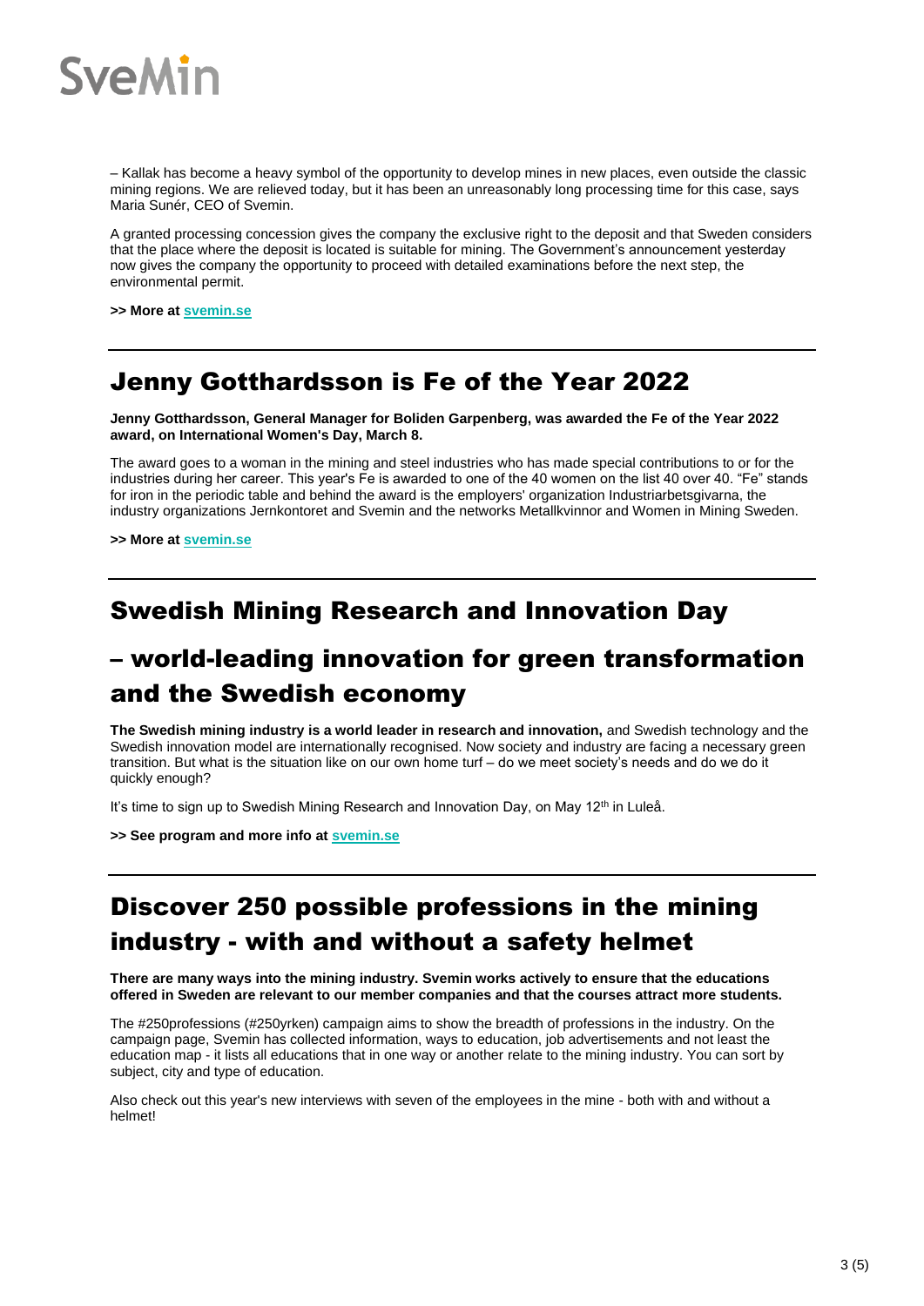– Kallak has become a heavy symbol of the opportunity to develop mines in new places, even outside the classic mining regions. We are relieved today, but it has been an unreasonably long processing time for this case, says Maria Sunér, CEO of Svemin.

A granted processing concession gives the company the exclusive right to the deposit and that Sweden considers that the place where the deposit is located is suitable for mining. The Government's announcement yesterday now gives the company the opportunity to proceed with detailed examinations before the next step, the environmental permit.

**>> More at [svemin.se](svemin.se)**

---

## Jenny Gotthardsson is Fe of the Year 2022

**Jenny Gotthardsson, General Manager for Boliden Garpenberg, was awarded the Fe of the Year 2022 award, on International Women's Day, March 8.**

The award goes to a woman in the mining and steel industries who has made special contributions to or for the industries during her career. This year's Fe is awarded to one of the 40 women on the list 40 over 40. "Fe" stands for iron in the periodic table and behind the award is the employers' organization Industriarbetsgivarna, the industry organizations Jernkontoret and Svemin and the networks Metallkvinnor and Women in Mining Sweden.

**>> More at [svemin.se](svemin.se)**

---

## Swedish Mining Research and Innovation Day

## – world-leading innovation for green transformation and the Swedish economy

**The Swedish mining industry is a world leader in research and innovation,** and Swedish technology and the Swedish innovation model are internationally recognised. Now society and industry are facing a necessary green transition. But what is the situation like on our own home turf – do we meet society's needs and do we do it quickly enough?

It's time to sign up to Swedish Mining Research and Innovation Day, on May 12th in Luleå.

**>> See program and more info at [svemin.se](svemin.se)**

---

## Discover 250 possible professions in the mining industry - with and without a safety helmet

**There are many ways into the mining industry. Svemin works actively to ensure that the educations offered in Sweden are relevant to our member companies and that the courses attract more students.**

The #250professions (#250yrken) campaign aims to show the breadth of professions in the industry. On the campaign page, Svemin has collected information, ways to education, job advertisements and not least the education map - it lists all educations that in one way or another relate to the mining industry. You can sort by subject, city and type of education.

Also check out this year's new interviews with seven of the employees in the mine - both with and without a helmet!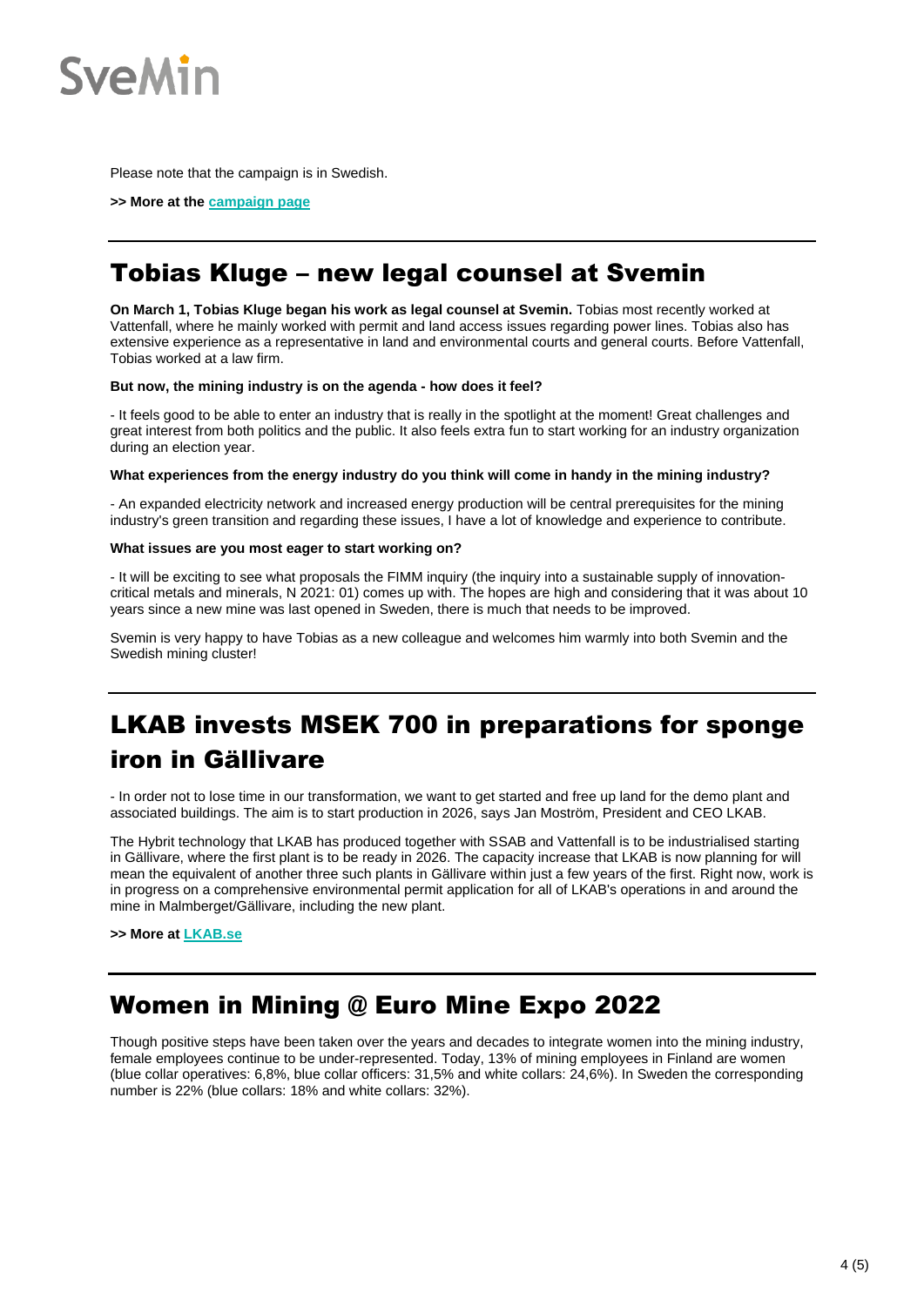Please note that the campaign is in Swedish.

**>> More at the campaign page**

---

## Tobias Kluge – new legal counsel at Svemin

**On March 1, Tobias Kluge began his work as legal counsel at Svemin.** Tobias most recently worked at Vattenfall, where he mainly worked with permit and land access issues regarding power lines. Tobias also has extensive experience as a representative in land and environmental courts and general courts. Before Vattenfall, Tobias worked at a law firm.

**But now, the mining industry is on the agenda - how does it feel?**

- It feels good to be able to enter an industry that is really in the spotlight at the moment! Great challenges and great interest from both politics and the public. It also feels extra fun to start working for an industry organization during an election year.

**What experiences from the energy industry do you think will come in handy in the mining industry?**

- An expanded electricity network and increased energy production will be central prerequisites for the mining industry's green transition and regarding these issues, I have a lot of knowledge and experience to contribute.

**What issues are you most eager to start working on?**

- It will be exciting to see what proposals the FIMM inquiry (the inquiry into a sustainable supply of innovation-critical metals and minerals, N 2021: 01) comes up with. The hopes are high and considering that it was about 10 years since a new mine was last opened in Sweden, there is much that needs to be improved.

Svemin is very happy to have Tobias as a new colleague and welcomes him warmly into both Svemin and the Swedish mining cluster!

---

## LKAB invests MSEK 700 in preparations for sponge iron in Gällivare

- In order not to lose time in our transformation, we want to get started and free up land for the demo plant and associated buildings. The aim is to start production in 2026, says Jan Moström, President and CEO LKAB.

The Hybrit technology that LKAB has produced together with SSAB and Vattenfall is to be industrialised starting in Gällivare, where the first plant is to be ready in 2026. The capacity increase that LKAB is now planning for will mean the equivalent of another three such plants in Gällivare within just a few years of the first. Right now, work is in progress on a comprehensive environmental permit application for all of LKAB's operations in and around the mine in Malmberget/Gällivare, including the new plant.

**>> More at LKAB.se**

---

## Women in Mining @ Euro Mine Expo 2022

Though positive steps have been taken over the years and decades to integrate women into the mining industry, female employees continue to be under-represented. Today, 13% of mining employees in Finland are women (blue collar operatives: 6,8%, blue collar officers: 31,5% and white collars: 24,6%). In Sweden the corresponding number is 22% (blue collars: 18% and white collars: 32%).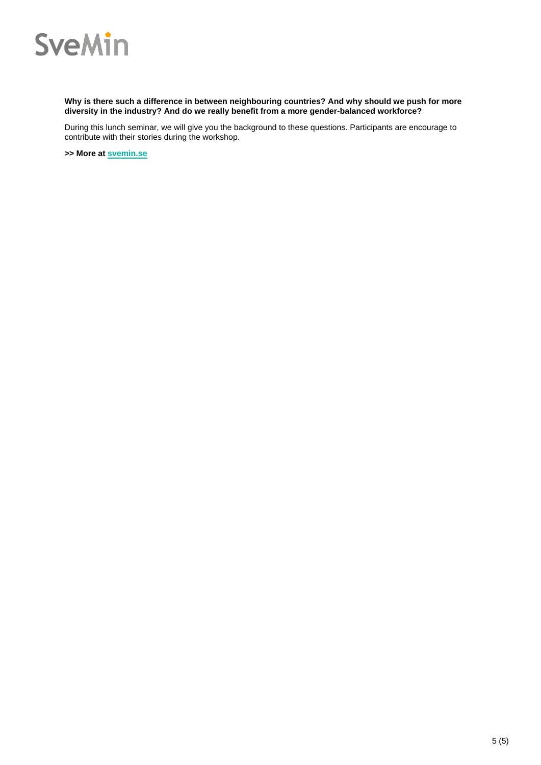**Why is there such a difference in between neighbouring countries? And why should we push for more diversity in the industry? And do we really benefit from a more gender-balanced workforce?**

During this lunch seminar, we will give you the background to these questions. Participants are encourage to contribute with their stories during the workshop.

**>> More at svemin.se**